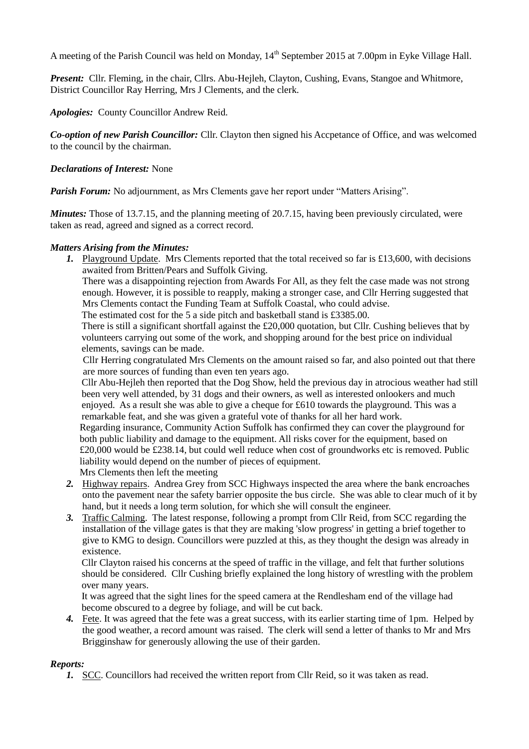A meeting of the Parish Council was held on Monday, 14th September 2015 at 7.00pm in Eyke Village Hall.

***Present:*** Cllr. Fleming, in the chair, Cllrs. Abu-Hejleh, Clayton, Cushing, Evans, Stangoe and Whitmore, District Councillor Ray Herring, Mrs J Clements, and the clerk.

***Apologies:*** County Councillor Andrew Reid.

***Co-option of new Parish Councillor:*** Cllr. Clayton then signed his Accpetance of Office, and was welcomed to the council by the chairman.

***Declarations of Interest:*** None

***Parish Forum:*** No adjournment, as Mrs Clements gave her report under "Matters Arising".

***Minutes:*** Those of 13.7.15, and the planning meeting of 20.7.15, having been previously circulated, were taken as read, agreed and signed as a correct record.

***Matters Arising from the Minutes:***

1. Playground Update. Mrs Clements reported that the total received so far is £13,600, with decisions awaited from Britten/Pears and Suffolk Giving.
   There was a disappointing rejection from Awards For All, as they felt the case made was not strong enough. However, it is possible to reapply, making a stronger case, and Cllr Herring suggested that Mrs Clements contact the Funding Team at Suffolk Coastal, who could advise.
   The estimated cost for the 5 a side pitch and basketball stand is £3385.00.
   There is still a significant shortfall against the £20,000 quotation, but Cllr. Cushing believes that by volunteers carrying out some of the work, and shopping around for the best price on individual elements, savings can be made.
   Cllr Herring congratulated Mrs Clements on the amount raised so far, and also pointed out that there are more sources of funding than even ten years ago.
   Cllr Abu-Hejleh then reported that the Dog Show, held the previous day in atrocious weather had still been very well attended, by 31 dogs and their owners, as well as interested onlookers and much enjoyed. As a result she was able to give a cheque for £610 towards the playground. This was a remarkable feat, and she was given a grateful vote of thanks for all her hard work.
   Regarding insurance, Community Action Suffolk has confirmed they can cover the playground for both public liability and damage to the equipment. All risks cover for the equipment, based on £20,000 would be £238.14, but could well reduce when cost of groundworks etc is removed. Public liability would depend on the number of pieces of equipment.
   Mrs Clements then left the meeting
2. Highway repairs. Andrea Grey from SCC Highways inspected the area where the bank encroaches onto the pavement near the safety barrier opposite the bus circle. She was able to clear much of it by hand, but it needs a long term solution, for which she will consult the engineer.
3. Traffic Calming. The latest response, following a prompt from Cllr Reid, from SCC regarding the installation of the village gates is that they are making 'slow progress' in getting a brief together to give to KMG to design. Councillors were puzzled at this, as they thought the design was already in existence.
   Cllr Clayton raised his concerns at the speed of traffic in the village, and felt that further solutions should be considered. Cllr Cushing briefly explained the long history of wrestling with the problem over many years.
   It was agreed that the sight lines for the speed camera at the Rendlesham end of the village had become obscured to a degree by foliage, and will be cut back.
4. Fete. It was agreed that the fete was a great success, with its earlier starting time of 1pm. Helped by the good weather, a record amount was raised. The clerk will send a letter of thanks to Mr and Mrs Brigginshaw for generously allowing the use of their garden.

***Reports:***

1. SCC. Councillors had received the written report from Cllr Reid, so it was taken as read.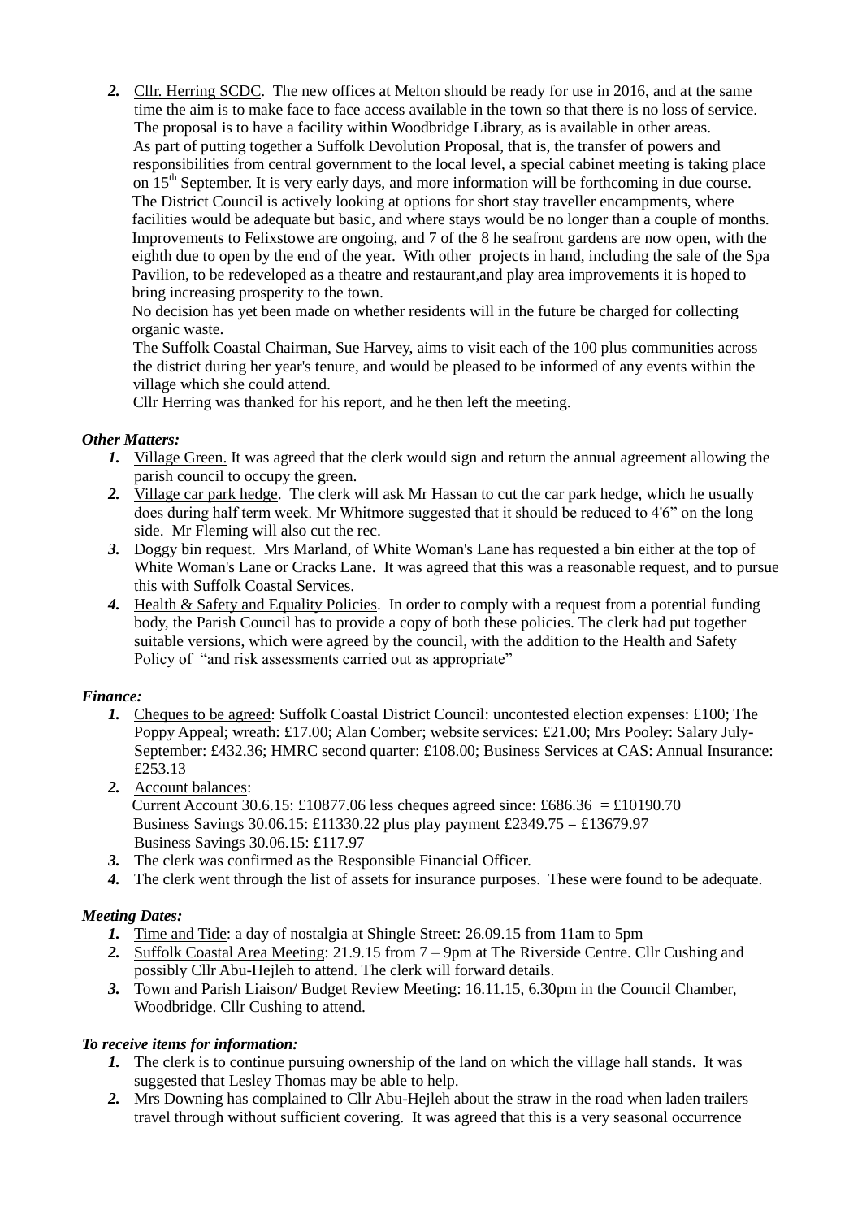2. Cllr. Herring SCDC. The new offices at Melton should be ready for use in 2016, and at the same time the aim is to make face to face access available in the town so that there is no loss of service. The proposal is to have a facility within Woodbridge Library, as is available in other areas. As part of putting together a Suffolk Devolution Proposal, that is, the transfer of powers and responsibilities from central government to the local level, a special cabinet meeting is taking place on 15th September. It is very early days, and more information will be forthcoming in due course. The District Council is actively looking at options for short stay traveller encampments, where facilities would be adequate but basic, and where stays would be no longer than a couple of months. Improvements to Felixstowe are ongoing, and 7 of the 8 he seafront gardens are now open, with the eighth due to open by the end of the year. With other projects in hand, including the sale of the Spa Pavilion, to be redeveloped as a theatre and restaurant,and play area improvements it is hoped to bring increasing prosperity to the town.
No decision has yet been made on whether residents will in the future be charged for collecting organic waste.
The Suffolk Coastal Chairman, Sue Harvey, aims to visit each of the 100 plus communities across the district during her year's tenure, and would be pleased to be informed of any events within the village which she could attend.
Cllr Herring was thanked for his report, and he then left the meeting.

***Other Matters:***

1. Village Green. It was agreed that the clerk would sign and return the annual agreement allowing the parish council to occupy the green.
2. Village car park hedge. The clerk will ask Mr Hassan to cut the car park hedge, which he usually does during half term week. Mr Whitmore suggested that it should be reduced to 4'6" on the long side. Mr Fleming will also cut the rec.
3. Doggy bin request. Mrs Marland, of White Woman's Lane has requested a bin either at the top of White Woman's Lane or Cracks Lane. It was agreed that this was a reasonable request, and to pursue this with Suffolk Coastal Services.
4. Health & Safety and Equality Policies. In order to comply with a request from a potential funding body, the Parish Council has to provide a copy of both these policies. The clerk had put together suitable versions, which were agreed by the council, with the addition to the Health and Safety Policy of "and risk assessments carried out as appropriate"

***Finance:***

1. Cheques to be agreed: Suffolk Coastal District Council: uncontested election expenses: £100; The Poppy Appeal; wreath: £17.00; Alan Comber; website services: £21.00; Mrs Pooley: Salary July-September: £432.36; HMRC second quarter: £108.00; Business Services at CAS: Annual Insurance: £253.13
2. Account balances:
   Current Account 30.6.15: £10877.06 less cheques agreed since: £686.36 = £10190.70
   Business Savings 30.06.15: £11330.22 plus play payment £2349.75 = £13679.97
   Business Savings 30.06.15: £117.97
3. The clerk was confirmed as the Responsible Financial Officer.
4. The clerk went through the list of assets for insurance purposes. These were found to be adequate.

***Meeting Dates:***

1. Time and Tide: a day of nostalgia at Shingle Street: 26.09.15 from 11am to 5pm
2. Suffolk Coastal Area Meeting: 21.9.15 from 7 – 9pm at The Riverside Centre. Cllr Cushing and possibly Cllr Abu-Hejleh to attend. The clerk will forward details.
3. Town and Parish Liaison/ Budget Review Meeting: 16.11.15, 6.30pm in the Council Chamber, Woodbridge. Cllr Cushing to attend.

***To receive items for information:***

1. The clerk is to continue pursuing ownership of the land on which the village hall stands. It was suggested that Lesley Thomas may be able to help.
2. Mrs Downing has complained to Cllr Abu-Hejleh about the straw in the road when laden trailers travel through without sufficient covering. It was agreed that this is a very seasonal occurrence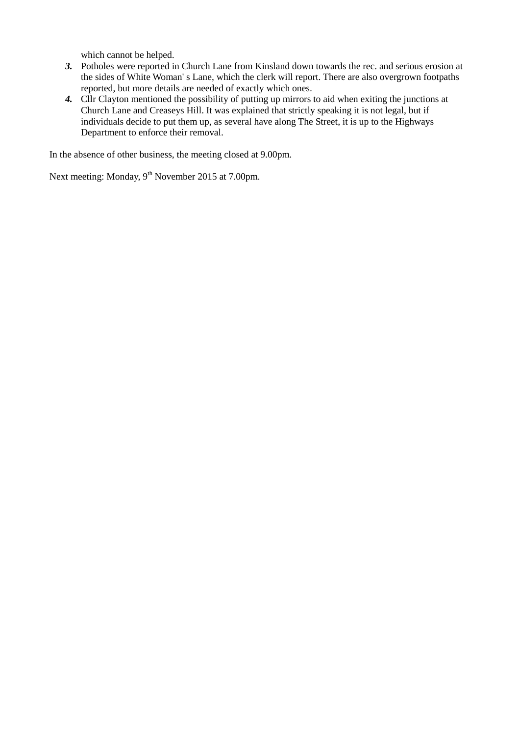which cannot be helped.

3. Potholes were reported in Church Lane from Kinsland down towards the rec. and serious erosion at the sides of White Woman' s Lane, which the clerk will report. There are also overgrown footpaths reported, but more details are needed of exactly which ones.
4. Cllr Clayton mentioned the possibility of putting up mirrors to aid when exiting the junctions at Church Lane and Creaseys Hill. It was explained that strictly speaking it is not legal, but if individuals decide to put them up, as several have along The Street, it is up to the Highways Department to enforce their removal.

In the absence of other business, the meeting closed at 9.00pm.

Next meeting: Monday, 9th November 2015 at 7.00pm.